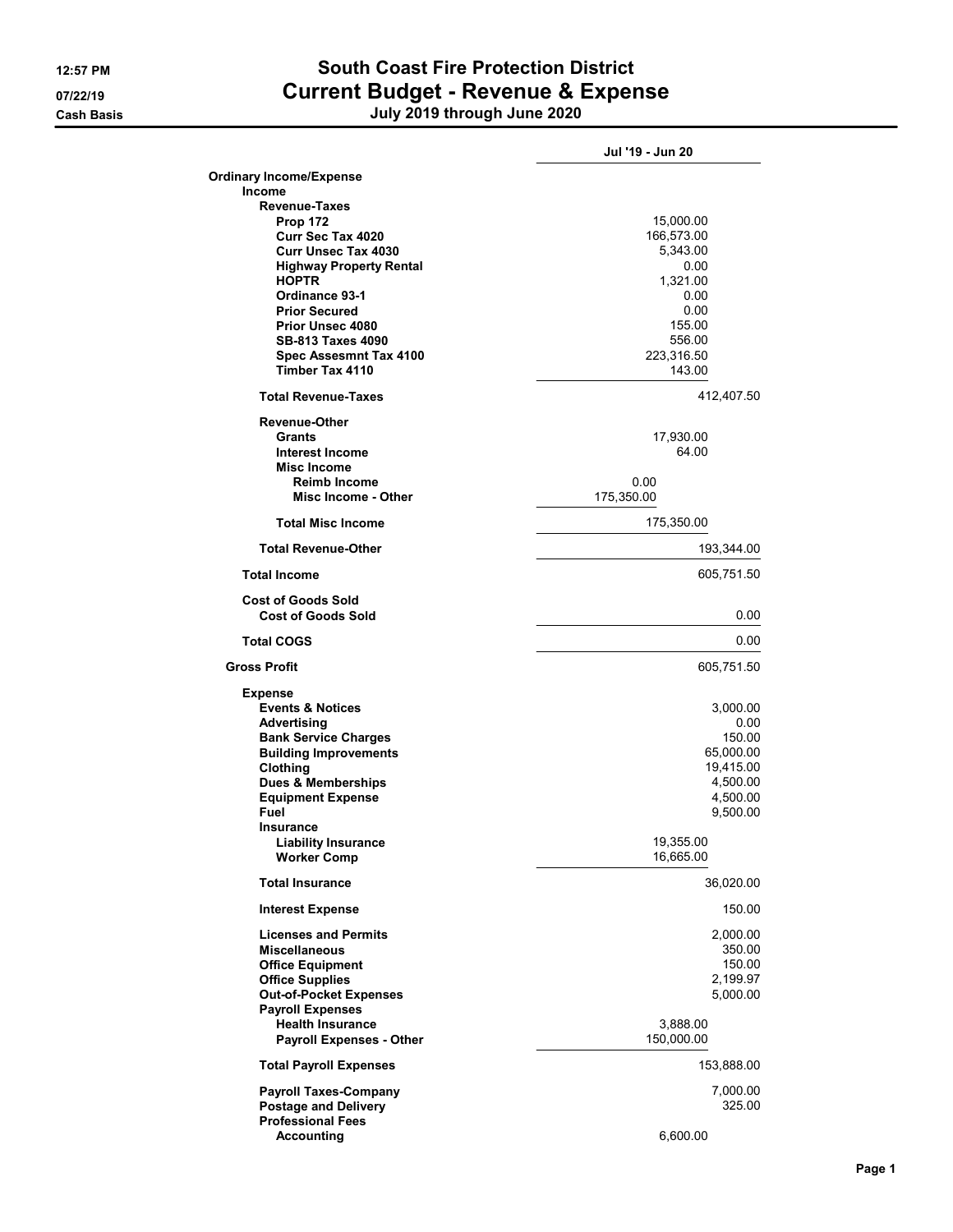# South Coast Fire Protection District

## Current Budget - Revenue & Expense

### July 2019 through June 2020

12:57 PM
07/22/19
Cash Basis

| | | | | Jul '19 - Jun 20 |
|---|---|---|---|---|
| **Ordinary Income/Expense** | | | | |
| | **Income** | | | |
| | | **Revenue-Taxes** | | |
| | | | **Prop 172** | 15,000.00 |
| | | | **Curr Sec Tax 4020** | 166,573.00 |
| | | | **Curr Unsec Tax 4030** | 5,343.00 |
| | | | **Highway Property Rental** | 0.00 |
| | | | **HOPTR** | 1,321.00 |
| | | | **Ordinance 93-1** | 0.00 |
| | | | **Prior Secured** | 0.00 |
| | | | **Prior Unsec 4080** | 155.00 |
| | | | **SB-813 Taxes 4090** | 556.00 |
| | | | **Spec Assesmnt Tax 4100** | 223,316.50 |
| | | | **Timber Tax 4110** | 143.00 |
| | | **Total Revenue-Taxes** | | 412,407.50 |
| | | **Revenue-Other** | | |
| | | | **Grants** | 17,930.00 |
| | | | **Interest Income** | 64.00 |
| | | | **Misc Income** | |
| | | | **Reimb Income** | 0.00 |
| | | | **Misc Income - Other** | 175,350.00 |
| | | | **Total Misc Income** | 175,350.00 |
| | | **Total Revenue-Other** | | 193,344.00 |
| | **Total Income** | | | 605,751.50 |
| | **Cost of Goods Sold** | | | |
| | | **Cost of Goods Sold** | | 0.00 |
| | **Total COGS** | | | 0.00 |
| **Gross Profit** | | | | 605,751.50 |
| | **Expense** | | | |
| | | **Events & Notices** | | 3,000.00 |
| | | **Advertising** | | 0.00 |
| | | **Bank Service Charges** | | 150.00 |
| | | **Building Improvements** | | 65,000.00 |
| | | **Clothing** | | 19,415.00 |
| | | **Dues & Memberships** | | 4,500.00 |
| | | **Equipment Expense** | | 4,500.00 |
| | | **Fuel** | | 9,500.00 |
| | | **Insurance** | | |
| | | | **Liability Insurance** | 19,355.00 |
| | | | **Worker Comp** | 16,665.00 |
| | | **Total Insurance** | | 36,020.00 |
| | | **Interest Expense** | | 150.00 |
| | | **Licenses and Permits** | | 2,000.00 |
| | | **Miscellaneous** | | 350.00 |
| | | **Office Equipment** | | 150.00 |
| | | **Office Supplies** | | 2,199.97 |
| | | **Out-of-Pocket Expenses** | | 5,000.00 |
| | | **Payroll Expenses** | | |
| | | | **Health Insurance** | 3,888.00 |
| | | | **Payroll Expenses - Other** | 150,000.00 |
| | | **Total Payroll Expenses** | | 153,888.00 |
| | | **Payroll Taxes-Company** | | 7,000.00 |
| | | **Postage and Delivery** | | 325.00 |
| | | **Professional Fees** | | |
| | | | **Accounting** | 6,600.00 |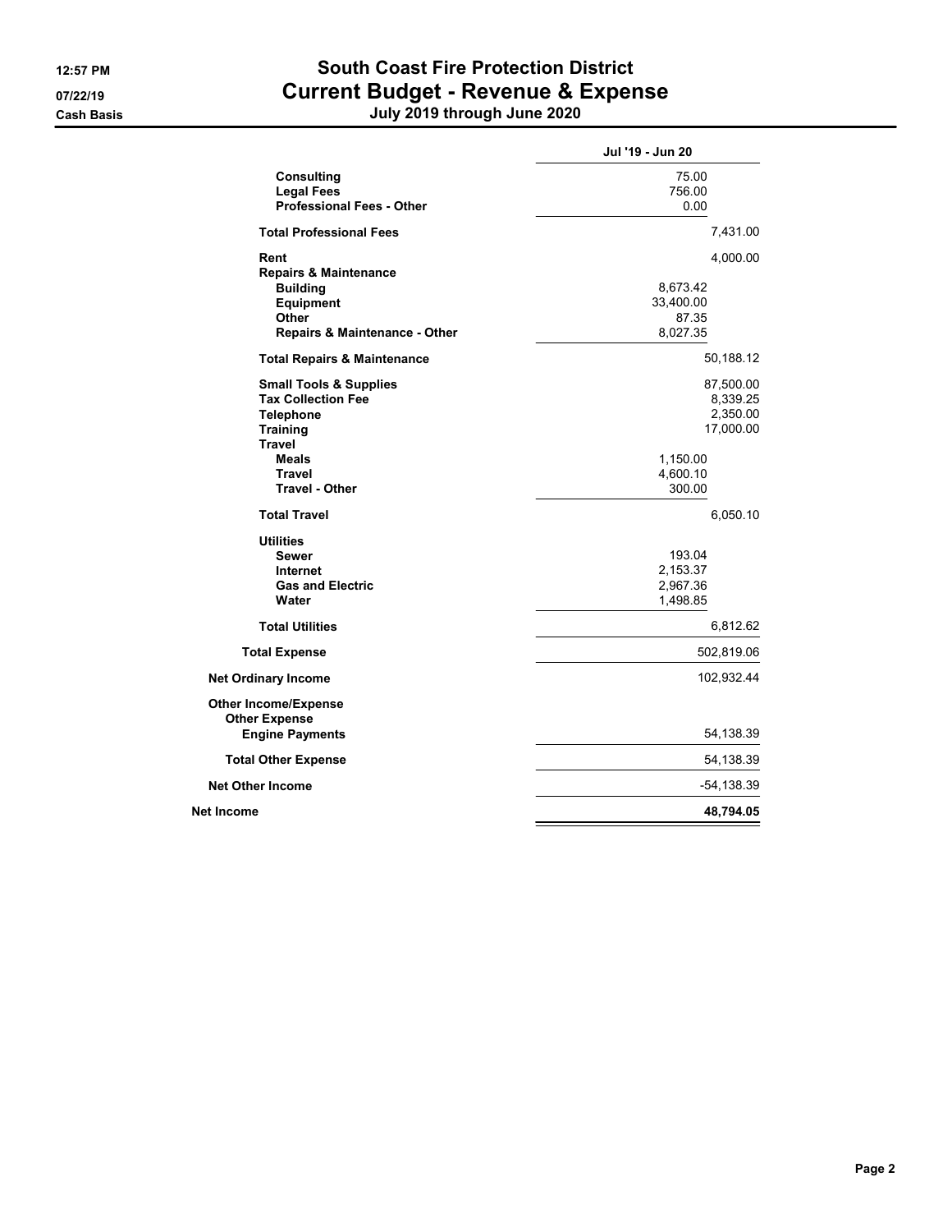# South Coast Fire Protection District

## Current Budget - Revenue & Expense

### July 2019 through June 2020

12:57 PM
07/22/19
Cash Basis

| | | Jul '19 - Jun 20 |
|---|---|---|
| Consulting | 75.00 | |
| Legal Fees | 756.00 | |
| Professional Fees - Other | 0.00 | |
| **Total Professional Fees** | | 7,431.00 |
| Rent | | 4,000.00 |
| **Repairs & Maintenance** | | |
| Building | 8,673.42 | |
| Equipment | 33,400.00 | |
| Other | 87.35 | |
| Repairs & Maintenance - Other | 8,027.35 | |
| **Total Repairs & Maintenance** | | 50,188.12 |
| Small Tools & Supplies | | 87,500.00 |
| Tax Collection Fee | | 8,339.25 |
| Telephone | | 2,350.00 |
| Training | | 17,000.00 |
| **Travel** | | |
| Meals | 1,150.00 | |
| Travel | 4,600.10 | |
| Travel - Other | 300.00 | |
| **Total Travel** | | 6,050.10 |
| **Utilities** | | |
| Sewer | 193.04 | |
| Internet | 2,153.37 | |
| Gas and Electric | 2,967.36 | |
| Water | 1,498.85 | |
| **Total Utilities** | | 6,812.62 |
| **Total Expense** | | 502,819.06 |
| **Net Ordinary Income** | | 102,932.44 |
| **Other Income/Expense** | | |
| **Other Expense** | | |
| Engine Payments | | 54,138.39 |
| **Total Other Expense** | | 54,138.39 |
| **Net Other Income** | | -54,138.39 |
| **Net Income** | | **48,794.05** |